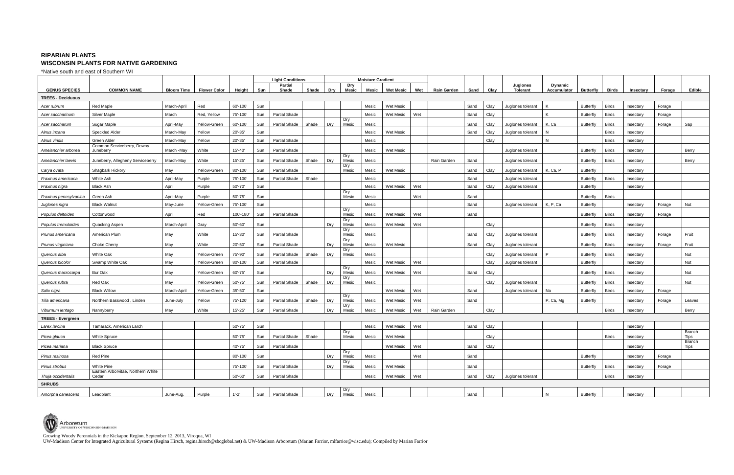## RIPARIAN PLANTS
## WISCONSIN PLANTS FOR NATIVE GARDENING

*Native south and east of Southern WI

| GENUS SPECIES | COMMON NAME | Bloom Time | Flower Color | Height | Light Conditions | | | Moisture Gradient | | | | | Rain Garden | Sand | Clay | Juglones Tolerant | Dynamic Accumulator | Butterfly | Birds | Insectary | Forage | Edible |
|---|---|---|---|---|---|---|---|---|---|---|---|---|---|---|---|---|---|---|---|---|---|---|
| | | | | | Sun | Partial Shade | Shade | Dry | Dry Mesic | Mesic | Wet Mesic | Wet | | | | | | | | | | |
| **TREES - Deciduous** | | | | | | | | | | | | | | | | | | | | | | |
| *Acer rubrum* | Red Maple | March-April | Red | 60'-100' | Sun | | | | | Mesic | Wet Mesic | | | Sand | Clay | Juglones tolerant | K | Butterfly | Birds | Insectary | Forage | |
| *Acer saccharinum* | Silver Maple | March | Red, Yellow | 75'-100' | Sun | Partial Shade | | | | Mesic | Wet Mesic | Wet | | Sand | Clay | | K | Butterfly | Birds | Insectary | Forage | |
| *Acer saccharum* | Sugar Maple | April-May | Yellow-Green | 60'-100' | Sun | Partial Shade | Shade | Dry | Dry Mesic | Mesic | | | | Sand | Clay | Juglones tolerant | K, Ca | Butterfly | Birds | Insectary | Forage | Sap |
| *Alnus incana* | Speckled Alder | March-May | Yellow | 20'-35' | Sun | | | | | Mesic | Wet Mesic | | | Sand | Clay | Juglones tolerant | N | | Birds | Insectary | | |
| *Alnus viridis* | Green Alder | March-May | Yellow | 20'-35' | Sun | Partial Shade | | | | Mesic | | | | | Clay | | N | | Birds | Insectary | | |
| *Amelanchier arborea* | Common Serviceberry, Downy Juneberry | March -May | White | 15'-40' | Sun | Partial Shade | | | | Mesic | Wet Mesic | | | | | Juglones tolerant | | Butterfly | Birds | Insectary | | Berry |
| *Amelanchier laevis* | Juneberry, Allegheny Serviceberry | March-May | White | 15'-25' | Sun | Partial Shade | Shade | Dry | Dry Mesic | Mesic | | | Rain Garden | Sand | | Juglones tolerant | | Butterfly | Birds | Insectary | | Berry |
| *Carya ovata* | Shagbark Hickory | May | Yellow-Green | 80'-100' | Sun | Partial Shade | | | Dry Mesic | Mesic | Wet Mesic | | | Sand | Clay | Juglones tolerant | K, Ca, P | Butterfly | | Insectary | | |
| *Fraxinus americana* | White Ash | April-May | Purple | 75'-100' | Sun | Partial Shade | Shade | | | Mesic | | | | Sand | | Juglones tolerant | | Butterfly | Birds | Insectary | | |
| *Fraxinus nigra* | Black Ash | April | Purple | 50'-70' | Sun | | | | | Mesic | Wet Mesic | Wet | | Sand | Clay | Juglones tolerant | | Butterfly | | Insectary | | |
| *Fraxinus pennsylvanica* | Green Ash | April-May | Purple | 50'-75' | Sun | | | | Dry Mesic | Mesic | | Wet | | Sand | | | | Butterfly | Birds | | | |
| *Juglones nigra* | Black Walnut | May-June | Yellow-Green | 75'-100' | Sun | | | | | Mesic | | | | Sand | | Juglones tolerant | K, P, Ca | Butterfly | | Insectary | Forage | Nut |
| *Populus deltoides* | Cottonwood | April | Red | 100'-180' | Sun | Partial Shade | | | Dry Mesic | Mesic | Wet Mesic | Wet | | Sand | | | | Butterfly | Birds | Insectary | Forage | |
| *Populus tremuloides* | Quacking Aspen | March-April | Gray | 50'-60' | Sun | | | Dry | Dry Mesic | Mesic | Wet Mesic | Wet | | | Clay | | | Butterfly | Birds | Insectary | | |
| *Prunus americana* | American Plum | May | White | 15'-30' | Sun | Partial Shade | | | Dry Mesic | Mesic | | | | Sand | Clay | Juglones tolerant | | Butterfly | Birds | Insectary | Forage | Fruit |
| *Prunus virginiana* | Choke Cherry | May | White | 20'-50' | Sun | Partial Shade | | Dry | Dry Mesic | Mesic | Wet Mesic | | | Sand | Clay | Juglones tolerant | | Butterfly | Birds | Insectary | Forage | Fruit |
| *Quercus alba* | White Oak | May | Yellow-Green | 75'-90' | Sun | Partial Shade | Shade | Dry | Dry Mesic | Mesic | | | | | Clay | Juglones tolerant | P | Butterfly | Birds | Insectary | | Nut |
| *Quercus bicolor* | Swamp White Oak | May | Yellow-Green | 80'-100' | Sun | Partial Shade | | | | Mesic | Wet Mesic | Wet | | | Clay | Juglones tolerant | | Butterfly | | Insectary | | Nut |
| *Quercus macrocarpa* | Bur Oak | May | Yellow-Green | 60'-75' | Sun | | | Dry | Dry Mesic | Mesic | Wet Mesic | Wet | | Sand | Clay | | | Butterfly | Birds | Insectary | | Nut |
| *Quercus rubra* | Red Oak | May | Yellow-Green | 50'-75' | Sun | Partial Shade | Shade | Dry | Dry Mesic | Mesic | | | | | Clay | Juglones tolerant | | Butterfly | Birds | Insectary | | Nut |
| *Salix nigra* | Black Willow | March-April | Yellow-Green | 35'-50' | Sun | | | | | | Wet Mesic | Wet | | Sand | | Juglones tolerant | Na | Butterfly | Birds | Insectary | Forage | |
| *Tilia americana* | Northern Basswood , Linden | June-July | Yellow | 75'-120' | Sun | Partial Shade | Shade | Dry | Dry Mesic | Mesic | Wet Mesic | Wet | | Sand | | | P, Ca, Mg | Butterfly | | Insectary | Forage | Leaves |
| *Viburnum lentago* | Nannyberry | May | White | 15'-25' | Sun | Partial Shade | | Dry | Dry Mesic | Mesic | Wet Mesic | Wet | Rain Garden | | Clay | | | | Birds | Insectary | | Berry |
| **TREES - Evergreen** | | | | | | | | | | | | | | | | | | | | | | |
| *Larex larcina* | Tamarack, American Larch | | | 50'-75' | Sun | | | | | Mesic | Wet Mesic | Wet | | Sand | Clay | | | | | Insectary | | |
| *Picea glauca* | White Spruce | | | 50'-75' | Sun | Partial Shade | Shade | | Dry Mesic | Mesic | Wet Mesic | | | | Clay | | | | Birds | Insectary | | Branch Tips |
| *Picea mariana* | Black Spruce | | | 40'-75' | Sun | Partial Shade | | | | | Wet Mesic | Wet | | Sand | Clay | | | | | Insectary | | Branch Tips |
| *Pinus resinosa* | Red Pine | | | 80'-100' | Sun | | | Dry | Dry Mesic | Mesic | | Wet | | Sand | | | | Butterfly | | Insectary | Forage | |
| *Pinus strobus* | White Pine | | | 75'-100' | Sun | Partial Shade | | Dry | Dry Mesic | Mesic | Wet Mesic | | | Sand | | | | Butterfly | Birds | Insectary | Forage | |
| *Thuja occidentalis* | Eastern Arborvitae, Northern White Cedar | | | 50'-60' | Sun | Partial Shade | | | | Mesic | Wet Mesic | Wet | | Sand | Clay | Juglones tolerant | | | Birds | Insectary | | |
| **SHRUBS** | | | | | | | | | | | | | | | | | | | | | | |
| *Amorpha canescens* | Leadplant | June-Aug. | Purple | 1'-2' | Sun | Partial Shade | | Dry | Dry Mesic | Mesic | | | | Sand | | | N | Butterfly | | Insectary | | |

Arboretum UNIVERSITY OF WISCONSIN–MADISON

Growing Woody Perennials in the Kickapoo Region, September 12, 2013, Viroqua, WI
UW-Madison Center for Integrated Agricultural Systems (Regina Hirsch, regina.hirsch@sbcglobal.net) & UW-Madison Arboretum (Marian Farrior, mlfarrior@wisc.edu); Compiled by Marian Farrior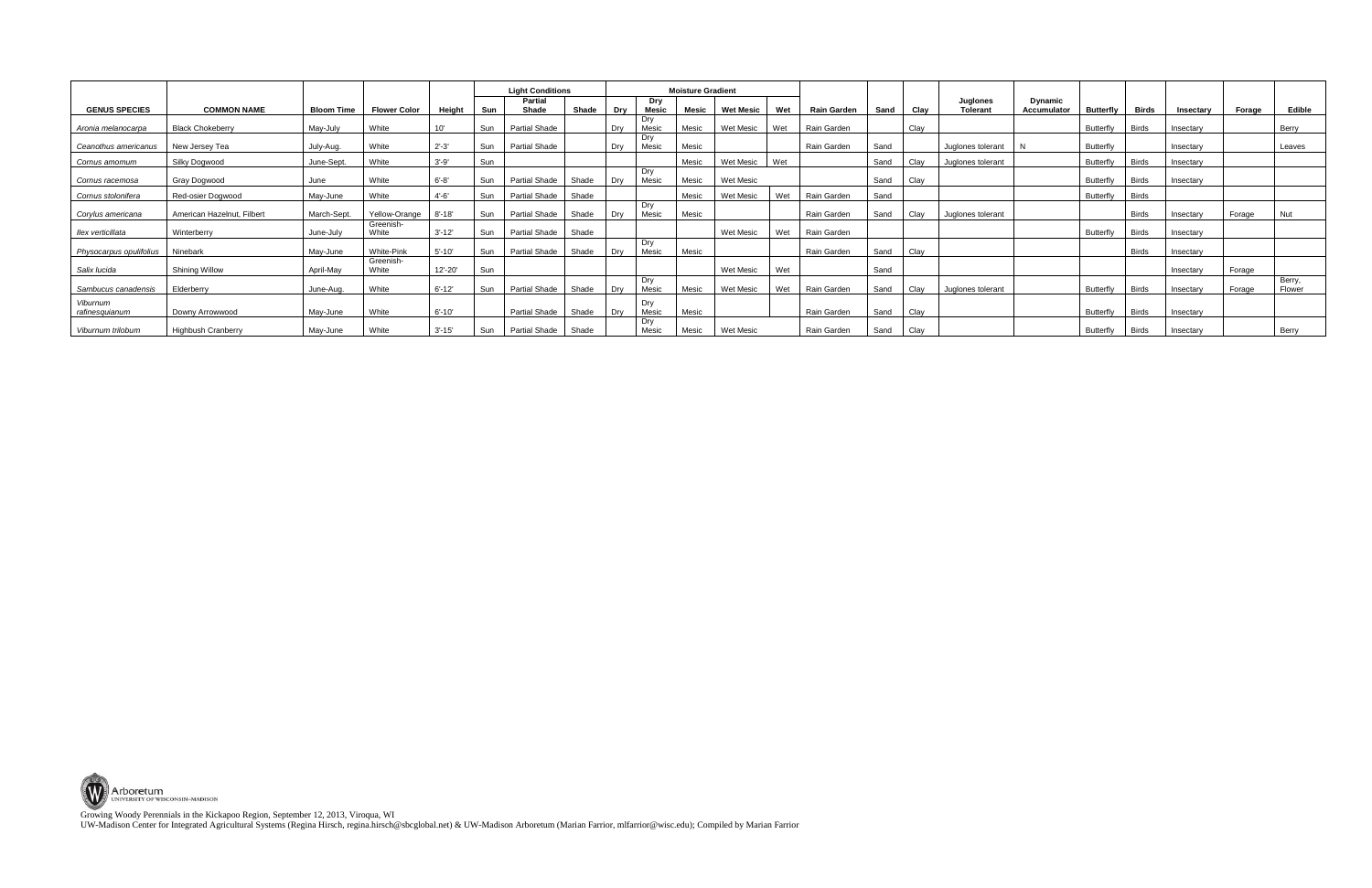| GENUS SPECIES | COMMON NAME | Bloom Time | Flower Color | Height | Light Conditions | | | Moisture Gradient | | | | | Rain Garden | Sand | Clay | Juglones Tolerant | Dynamic Accumulator | Butterfly | Birds | Insectary | Forage | Edible |
|---|---|---|---|---|---|---|---|---|---|---|---|---|---|---|---|---|---|---|---|---|---|---|
| | | | | | Sun | Partial Shade | Shade | Dry | Dry Mesic | Mesic | Wet Mesic | Wet | | | | | | | | | | |
| *Aronia melanocarpa* | Black Chokeberry | May-July | White | 10' | Sun | Partial Shade | | Dry | Dry Mesic | Mesic | Wet Mesic | Wet | Rain Garden | | Clay | | | Butterfly | Birds | Insectary | | Berry |
| *Ceanothus americanus* | New Jersey Tea | July-Aug. | White | 2'-3' | Sun | Partial Shade | | Dry | Dry Mesic | Mesic | | | Rain Garden | Sand | | Juglones tolerant | N | Butterfly | | Insectary | | Leaves |
| *Cornus amomum* | Silky Dogwood | June-Sept. | White | 3'-9' | Sun | | | | | Mesic | Wet Mesic | Wet | | Sand | Clay | Juglones tolerant | | Butterfly | Birds | Insectary | | |
| *Cornus racemosa* | Gray Dogwood | June | White | 6'-8' | Sun | Partial Shade | Shade | Dry | Dry Mesic | Mesic | Wet Mesic | | | Sand | Clay | | | Butterfly | Birds | Insectary | | |
| *Cornus stolonifera* | Red-osier Dogwood | May-June | White | 4'-6' | Sun | Partial Shade | Shade | | | Mesic | Wet Mesic | Wet | Rain Garden | Sand | | | | Butterfly | Birds | | | |
| *Corylus americana* | American Hazelnut, Filbert | March-Sept. | Yellow-Orange | 8'-18' | Sun | Partial Shade | Shade | Dry | Dry Mesic | Mesic | | | Rain Garden | Sand | Clay | Juglones tolerant | | | Birds | Insectary | Forage | Nut |
| *Ilex verticillata* | Winterberry | June-July | Greenish-White | 3'-12' | Sun | Partial Shade | Shade | | | | Wet Mesic | Wet | Rain Garden | | | | | Butterfly | Birds | Insectary | | |
| *Physocarpus opulifolius* | Ninebark | May-June | White-Pink | 5'-10' | Sun | Partial Shade | Shade | Dry | Dry Mesic | Mesic | | | Rain Garden | Sand | Clay | | | | Birds | Insectary | | |
| *Salix lucida* | Shining Willow | April-May | Greenish-White | 12'-20' | Sun | | | | | | Wet Mesic | Wet | | Sand | | | | | | Insectary | Forage | |
| *Sambucus canadensis* | Elderberry | June-Aug. | White | 6'-12' | Sun | Partial Shade | Shade | Dry | Dry Mesic | Mesic | Wet Mesic | Wet | Rain Garden | Sand | Clay | Juglones tolerant | | Butterfly | Birds | Insectary | Forage | Berry, Flower |
| *Viburnum rafinesquianum* | Downy Arrowwood | May-June | White | 6'-10' | | Partial Shade | Shade | Dry | Dry Mesic | Mesic | | | Rain Garden | Sand | Clay | | | Butterfly | Birds | Insectary | | |
| *Viburnum trilobum* | Highbush Cranberry | May-June | White | 3'-15' | Sun | Partial Shade | Shade | | Dry Mesic | Mesic | Wet Mesic | | Rain Garden | Sand | Clay | | | Butterfly | Birds | Insectary | | Berry |

Arboretum
UNIVERSITY OF WISCONSIN–MADISON

Growing Woody Perennials in the Kickapoo Region, September 12, 2013, Viroqua, WI
UW-Madison Center for Integrated Agricultural Systems (Regina Hirsch, regina.hirsch@sbcglobal.net) & UW-Madison Arboretum (Marian Farrior, mlfarrior@wisc.edu); Compiled by Marian Farrior